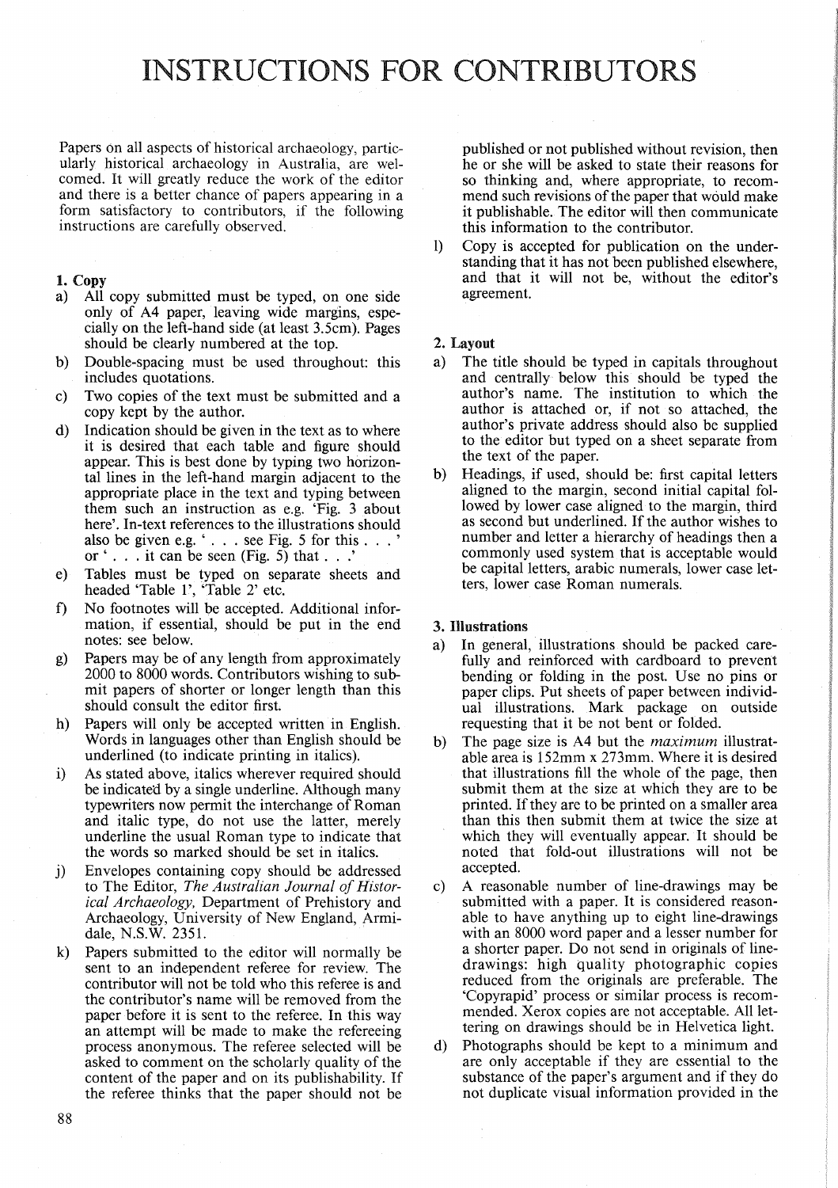# INSTRUCTIONS FOR CONTRIBUTORS

Papers on all aspects of historical archaeology, particularly historical archaeology in Australia, are welcomed. It will greatly reduce the work of the editor and there is a better chance of papers appearing in a form satisfactory to contributors, if the following instructions are carefully observed.

## 1. Copy

a) All copy submitted must be typed, on one side only of A4 paper, leaving wide margins, especially on the left-hand side (at least 3.5cm). Pages should be clearly numbered at the top.

b) Double-spacing must be used throughout: this includes quotations.

c) Two copies of the text must be submitted and a copy kept by the author.

d) Indication should be given in the text as to where it is desired that each table and figure should appear. This is best done by typing two horizontal lines in the left-hand margin adjacent to the appropriate place in the text and typing between them such an instruction as e.g. 'Fig. 3 about here'. In-text references to the illustrations should also be given e.g. '. . . see Fig. 5 for this . . .' or '. . . it can be seen (Fig. 5) that . . .'

e) Tables must be typed on separate sheets and headed 'Table 1', 'Table 2' etc.

f) No footnotes will be accepted. Additional information, if essential, should be put in the end notes: see below.

g) Papers may be of any length from approximately 2000 to 8000 words. Contributors wishing to submit papers of shorter or longer length than this should consult the editor first.

h) Papers will only be accepted written in English. Words in languages other than English should be underlined (to indicate printing in italics).

i) As stated above, italics wherever required should be indicated by a single underline. Although many typewriters now permit the interchange of Roman and italic type, do not use the latter, merely underline the usual Roman type to indicate that the words so marked should be set in italics.

j) Envelopes containing copy should be addressed to The Editor, *The Australian Journal of Historical Archaeology*, Department of Prehistory and Archaeology, University of New England, Armidale, N.S.W. 2351.

k) Papers submitted to the editor will normally be sent to an independent referee for review. The contributor will not be told who this referee is and the contributor's name will be removed from the paper before it is sent to the referee. In this way an attempt will be made to make the refereeing process anonymous. The referee selected will be asked to comment on the scholarly quality of the content of the paper and on its publishability. If the referee thinks that the paper should not be published or not published without revision, then he or she will be asked to state their reasons for so thinking and, where appropriate, to recommend such revisions of the paper that would make it publishable. The editor will then communicate this information to the contributor.

l) Copy is accepted for publication on the understanding that it has not been published elsewhere, and that it will not be, without the editor's agreement.

## 2. Layout

a) The title should be typed in capitals throughout and centrally below this should be typed the author's name. The institution to which the author is attached or, if not so attached, the author's private address should also be supplied to the editor but typed on a sheet separate from the text of the paper.

b) Headings, if used, should be: first capital letters aligned to the margin, second initial capital followed by lower case aligned to the margin, third as second but underlined. If the author wishes to number and letter a hierarchy of headings then a commonly used system that is acceptable would be capital letters, arabic numerals, lower case letters, lower case Roman numerals.

## 3. Illustrations

a) In general, illustrations should be packed carefully and reinforced with cardboard to prevent bending or folding in the post. Use no pins or paper clips. Put sheets of paper between individual illustrations. Mark package on outside requesting that it be not bent or folded.

b) The page size is A4 but the *maximum* illustratable area is 152mm x 273mm. Where it is desired that illustrations fill the whole of the page, then submit them at the size at which they are to be printed. If they are to be printed on a smaller area than this then submit them at twice the size at which they will eventually appear. It should be noted that fold-out illustrations will not be accepted.

c) A reasonable number of line-drawings may be submitted with a paper. It is considered reasonable to have anything up to eight line-drawings with an 8000 word paper and a lesser number for a shorter paper. Do not send in originals of line-drawings: high quality photographic copies reduced from the originals are preferable. The 'Copyrapid' process or similar process is recommended. Xerox copies are not acceptable. All lettering on drawings should be in Helvetica light.

d) Photographs should be kept to a minimum and are only acceptable if they are essential to the substance of the paper's argument and if they do not duplicate visual information provided in the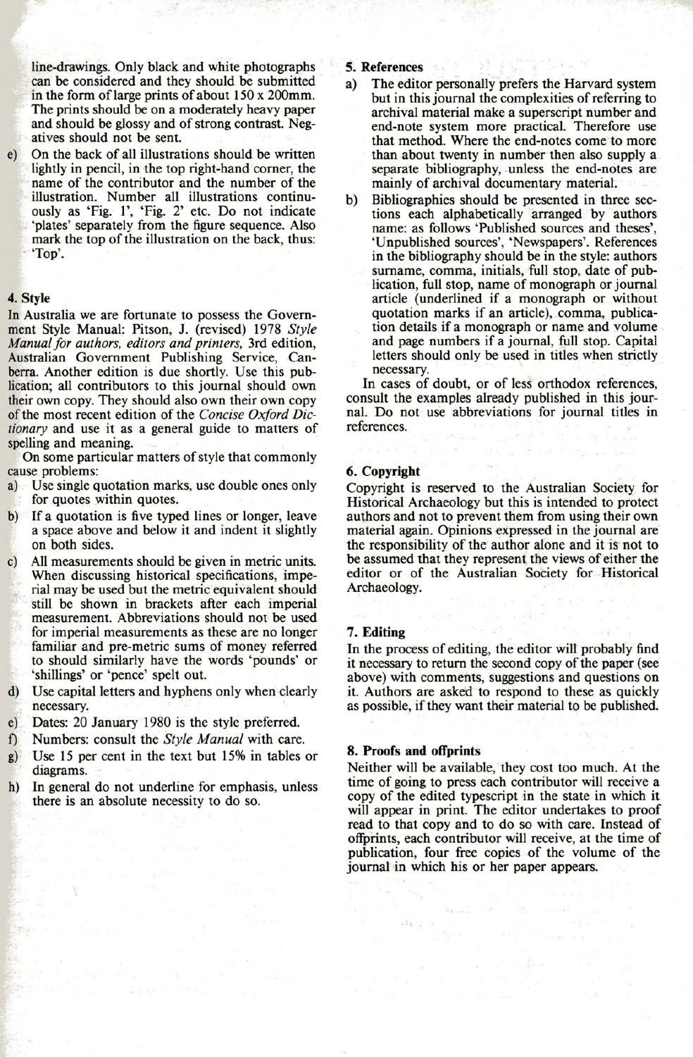line-drawings. Only black and white photographs can be considered and they should be submitted in the form of large prints of about 150 x 200mm. The prints should be on a moderately heavy paper and should be glossy and of strong contrast. Negatives should not be sent.

e) On the back of all illustrations should be written lightly in pencil, in the top right-hand corner, the name of the contributor and the number of the illustration. Number all illustrations continuously as 'Fig. 1', 'Fig. 2' etc. Do not indicate 'plates' separately from the figure sequence. Also mark the top of the illustration on the back, thus: 'Top'.

### 4. Style

In Australia we are fortunate to possess the Government Style Manual: Pitson, J. (revised) 1978 *Style Manual for authors, editors and printers,* 3rd edition, Australian Government Publishing Service, Canberra. Another edition is due shortly. Use this publication; all contributors to this journal should own their own copy. They should also own their own copy of the most recent edition of the *Concise Oxford Dictionary* and use it as a general guide to matters of spelling and meaning.

On some particular matters of style that commonly cause problems:

a) Use single quotation marks, use double ones only for quotes within quotes.
b) If a quotation is five typed lines or longer, leave a space above and below it and indent it slightly on both sides.
c) All measurements should be given in metric units. When discussing historical specifications, imperial may be used but the metric equivalent should still be shown in brackets after each imperial measurement. Abbreviations should not be used for imperial measurements as these are no longer familiar and pre-metric sums of money referred to should similarly have the words 'pounds' or 'shillings' or 'pence' spelt out.
d) Use capital letters and hyphens only when clearly necessary.
e) Dates: 20 January 1980 is the style preferred.
f) Numbers: consult the *Style Manual* with care.
g) Use 15 per cent in the text but 15% in tables or diagrams.
h) In general do not underline for emphasis, unless there is an absolute necessity to do so.

### 5. References

a) The editor personally prefers the Harvard system but in this journal the complexities of referring to archival material make a superscript number and end-note system more practical. Therefore use that method. Where the end-notes come to more than about twenty in number then also supply a separate bibliography, unless the end-notes are mainly of archival documentary material.
b) Bibliographies should be presented in three sections each alphabetically arranged by authors name: as follows 'Published sources and theses', 'Unpublished sources', 'Newspapers'. References in the bibliography should be in the style: authors surname, comma, initials, full stop, date of publication, full stop, name of monograph or journal article (underlined if a monograph or without quotation marks if an article), comma, publication details if a monograph or name and volume and page numbers if a journal, full stop. Capital letters should only be used in titles when strictly necessary.

In cases of doubt, or of less orthodox references, consult the examples already published in this journal. Do not use abbreviations for journal titles in references.

### 6. Copyright

Copyright is reserved to the Australian Society for Historical Archaeology but this is intended to protect authors and not to prevent them from using their own material again. Opinions expressed in the journal are the responsibility of the author alone and it is not to be assumed that they represent the views of either the editor or of the Australian Society for Historical Archaeology.

### 7. Editing

In the process of editing, the editor will probably find it necessary to return the second copy of the paper (see above) with comments, suggestions and questions on it. Authors are asked to respond to these as quickly as possible, if they want their material to be published.

### 8. Proofs and offprints

Neither will be available, they cost too much. At the time of going to press each contributor will receive a copy of the edited typescript in the state in which it will appear in print. The editor undertakes to proof read to that copy and to do so with care. Instead of offprints, each contributor will receive, at the time of publication, four free copies of the volume of the journal in which his or her paper appears.